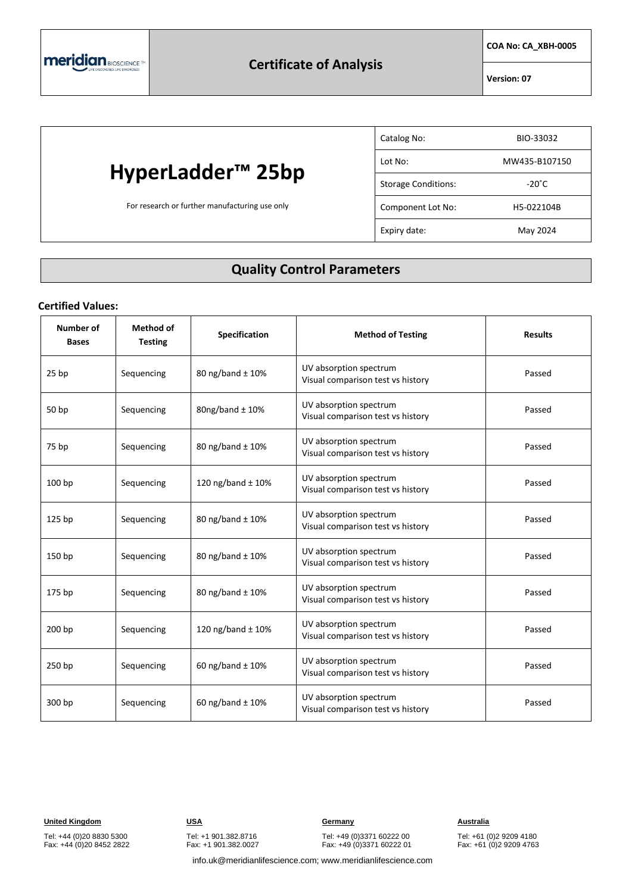meridian BIOSCIENCE™

# Certificate of Analysis

COA No: CA_XBH-0005

Version: 07

# HyperLadder™ 25bp

For research or further manufacturing use only

| Catalog No: | BIO-33032 |
| --- | --- |
| Lot No: | MW435-B107150 |
| Storage Conditions: | -20˚C |
| Component Lot No: | H5-022104B |
| Expiry date: | May 2024 |

## Quality Control Parameters

**Certified Values:**

| Number of Bases | Method of Testing | Specification | Method of Testing | Results |
| --- | --- | --- | --- | --- |
| 25 bp | Sequencing | 80 ng/band ± 10% | UV absorption spectrum<br>Visual comparison test vs history | Passed |
| 50 bp | Sequencing | 80ng/band ± 10% | UV absorption spectrum<br>Visual comparison test vs history | Passed |
| 75 bp | Sequencing | 80 ng/band ± 10% | UV absorption spectrum<br>Visual comparison test vs history | Passed |
| 100 bp | Sequencing | 120 ng/band ± 10% | UV absorption spectrum<br>Visual comparison test vs history | Passed |
| 125 bp | Sequencing | 80 ng/band ± 10% | UV absorption spectrum<br>Visual comparison test vs history | Passed |
| 150 bp | Sequencing | 80 ng/band ± 10% | UV absorption spectrum<br>Visual comparison test vs history | Passed |
| 175 bp | Sequencing | 80 ng/band ± 10% | UV absorption spectrum<br>Visual comparison test vs history | Passed |
| 200 bp | Sequencing | 120 ng/band ± 10% | UV absorption spectrum<br>Visual comparison test vs history | Passed |
| 250 bp | Sequencing | 60 ng/band ± 10% | UV absorption spectrum<br>Visual comparison test vs history | Passed |
| 300 bp | Sequencing | 60 ng/band ± 10% | UV absorption spectrum<br>Visual comparison test vs history | Passed |

**United Kingdom**
Tel: +44 (0)20 8830 5300
Fax: +44 (0)20 8452 2822

**USA**
Tel: +1 901.382.8716
Fax: +1 901.382.0027

**Germany**
Tel: +49 (0)3371 60222 00
Fax: +49 (0)3371 60222 01

**Australia**
Tel: +61 (0)2 9209 4180
Fax: +61 (0)2 9209 4763

info.uk@meridianlifescience.com; www.meridianlifescience.com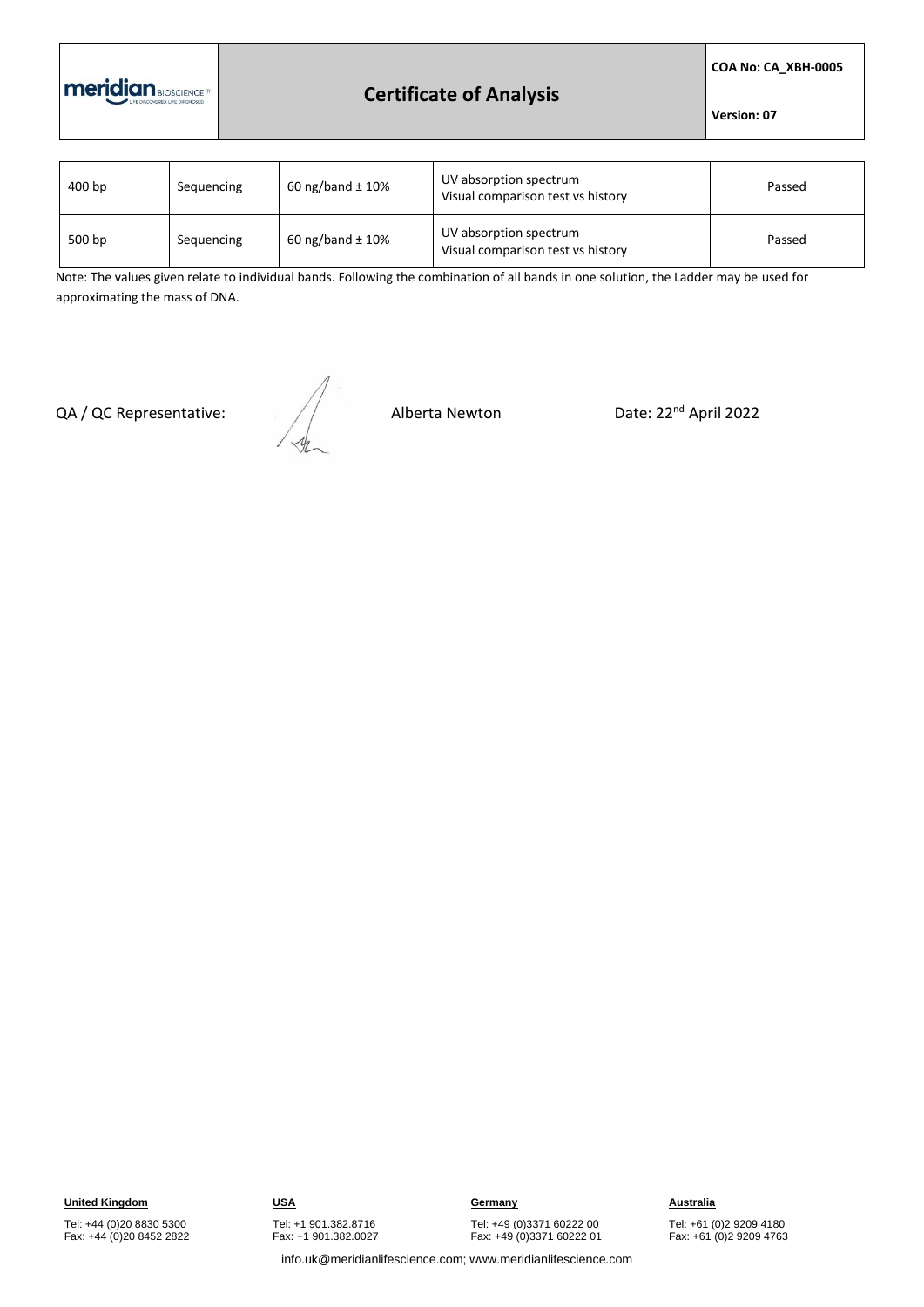| 400 bp | Sequencing | 60 ng/band ± 10% | UV absorption spectrum<br>Visual comparison test vs history | Passed |
|---|---|---|---|---|
| 500 bp | Sequencing | 60 ng/band ± 10% | UV absorption spectrum<br>Visual comparison test vs history | Passed |

Note: The values given relate to individual bands. Following the combination of all bands in one solution, the Ladder may be used for approximating the mass of DNA.

QA / QC Representative: Alberta Newton Date: 22nd April 2022

**United Kingdom**
Tel: +44 (0)20 8830 5300
Fax: +44 (0)20 8452 2822

**USA**
Tel: +1 901.382.8716
Fax: +1 901.382.0027

**Germany**
Tel: +49 (0)3371 60222 00
Fax: +49 (0)3371 60222 01

**Australia**
Tel: +61 (0)2 9209 4180
Fax: +61 (0)2 9209 4763

info.uk@meridianlifescience.com; www.meridianlifescience.com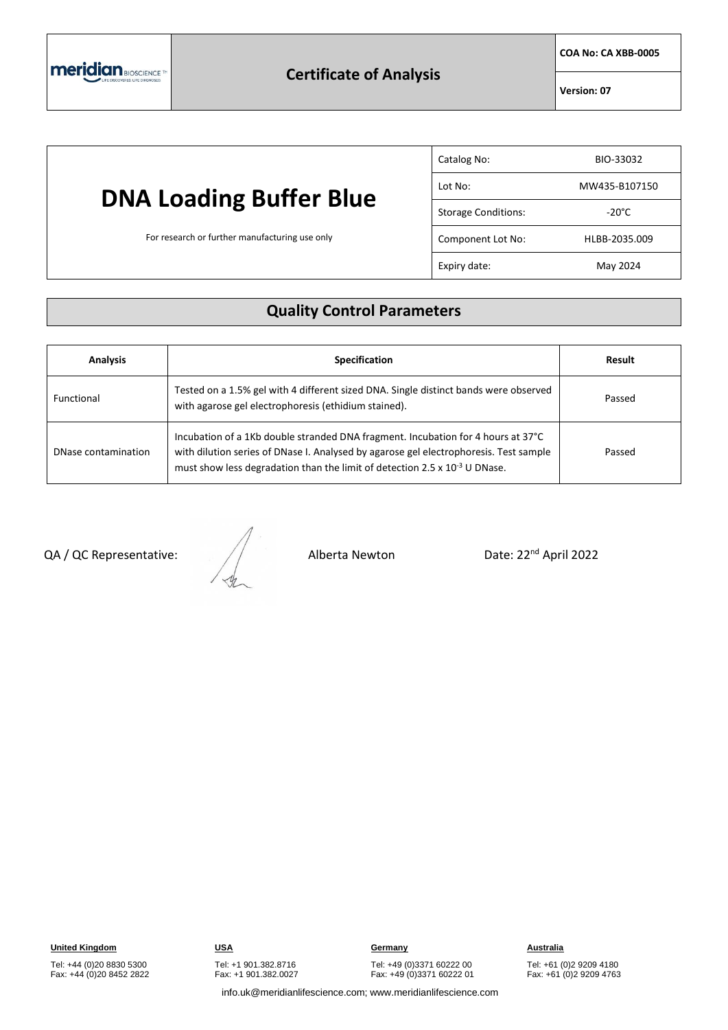meridian BIOSCIENCE

# Certificate of Analysis

**COA No: CA XBB-0005**

**Version: 07**

# DNA Loading Buffer Blue

For research or further manufacturing use only

| | |
|---|---|
| Catalog No: | BIO-33032 |
| Lot No: | MW435-B107150 |
| Storage Conditions: | -20°C |
| Component Lot No: | HLBB-2035.009 |
| Expiry date: | May 2024 |

## Quality Control Parameters

| Analysis | Specification | Result |
|---|---|---|
| Functional | Tested on a 1.5% gel with 4 different sized DNA. Single distinct bands were observed with agarose gel electrophoresis (ethidium stained). | Passed |
| DNase contamination | Incubation of a 1Kb double stranded DNA fragment. Incubation for 4 hours at 37°C with dilution series of DNase I. Analysed by agarose gel electrophoresis. Test sample must show less degradation than the limit of detection $2.5 \times 10^{-3}$ U DNase. | Passed |

QA / QC Representative: Alberta Newton Date: 22nd April 2022

**United Kingdom**
Tel: +44 (0)20 8830 5300
Fax: +44 (0)20 8452 2822

**USA**
Tel: +1 901.382.8716
Fax: +1 901.382.0027

**Germany**
Tel: +49 (0)3371 60222 00
Fax: +49 (0)3371 60222 01

**Australia**
Tel: +61 (0)2 9209 4180
Fax: +61 (0)2 9209 4763

info.uk@meridianlifescience.com; www.meridianlifescience.com